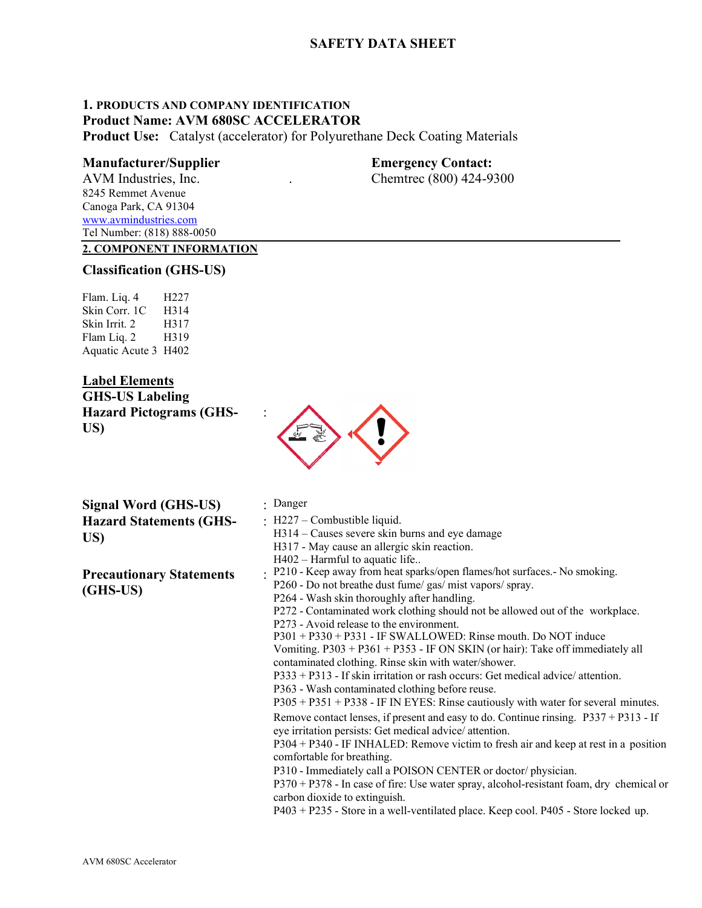# SAFETY DATA SHEET

## 1. PRODUCTS AND COMPANY IDENTIFICATION

**Product Name: AVM 680SC ACCELERATOR**

**Product Use:** Catalyst (accelerator) for Polyurethane Deck Coating Materials

**Manufacturer/Supplier**

AVM Industries, Inc.
8245 Remmet Avenue
Canoga Park, CA 91304
www.avmindustries.com
Tel Number: (818) 888-0050

**Emergency Contact:**

Chemtrec (800) 424-9300

## 2. COMPONENT INFORMATION

### Classification (GHS-US)

| | |
|---|---|
| Flam. Liq. 4 | H227 |
| Skin Corr. 1C | H314 |
| Skin Irrit. 2 | H317 |
| Flam Liq. 2 | H319 |
| Aquatic Acute 3 | H402 |

### Label Elements

**GHS-US Labeling**

**Hazard Pictograms (GHS-US)** :

**Signal Word (GHS-US)** : Danger

**Hazard Statements (GHS-US)** :
H227 – Combustible liquid.
H314 – Causes severe skin burns and eye damage
H317 - May cause an allergic skin reaction.
H402 – Harmful to aquatic life..

**Precautionary Statements (GHS-US)** :
P210 - Keep away from heat sparks/open flames/hot surfaces.- No smoking.
P260 - Do not breathe dust fume/ gas/ mist vapors/ spray.
P264 - Wash skin thoroughly after handling.
P272 - Contaminated work clothing should not be allowed out of the workplace.
P273 - Avoid release to the environment.
P301 + P330 + P331 - IF SWALLOWED: Rinse mouth. Do NOT induce Vomiting. P303 + P361 + P353 - IF ON SKIN (or hair): Take off immediately all contaminated clothing. Rinse skin with water/shower.
P333 + P313 - If skin irritation or rash occurs: Get medical advice/ attention.
P363 - Wash contaminated clothing before reuse.
P305 + P351 + P338 - IF IN EYES: Rinse cautiously with water for several minutes. Remove contact lenses, if present and easy to do. Continue rinsing. P337 + P313 - If eye irritation persists: Get medical advice/ attention.
P304 + P340 - IF INHALED: Remove victim to fresh air and keep at rest in a position comfortable for breathing.
P310 - Immediately call a POISON CENTER or doctor/ physician.
P370 + P378 - In case of fire: Use water spray, alcohol-resistant foam, dry chemical or carbon dioxide to extinguish.
P403 + P235 - Store in a well-ventilated place. Keep cool. P405 - Store locked up.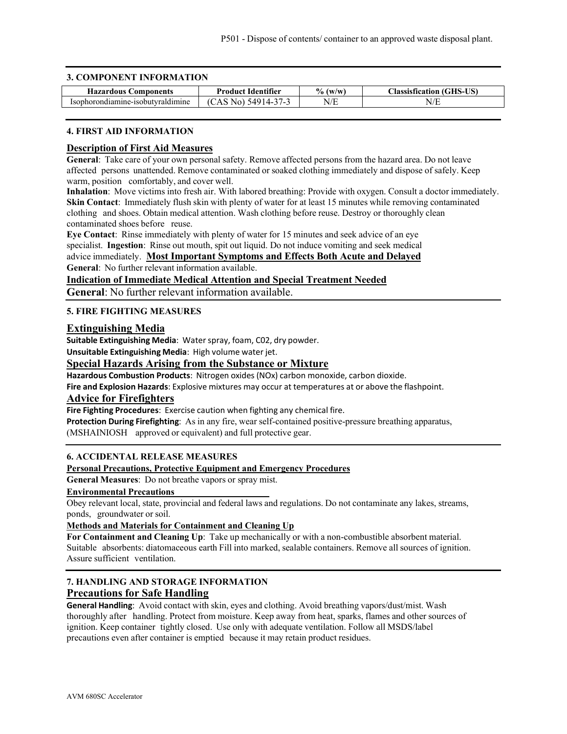P501 - Dispose of contents/ container to an approved waste disposal plant.

## 3. COMPONENT INFORMATION

| Hazardous Components | Product Identifier | % (w/w) | Classisfication (GHS-US) |
|---|---|---|---|
| Isophorondiamine-isobutyraldimine | (CAS No) 54914-37-3 | N/E | N/E |

## 4. FIRST AID INFORMATION

### Description of First Aid Measures

**General**: Take care of your own personal safety. Remove affected persons from the hazard area. Do not leave affected persons unattended. Remove contaminated or soaked clothing immediately and dispose of safely. Keep warm, position comfortably, and cover well.

**Inhalation**: Move victims into fresh air. With labored breathing: Provide with oxygen. Consult a doctor immediately.

**Skin Contact**: Immediately flush skin with plenty of water for at least 15 minutes while removing contaminated clothing and shoes. Obtain medical attention. Wash clothing before reuse. Destroy or thoroughly clean contaminated shoes before reuse.

**Eye Contact**: Rinse immediately with plenty of water for 15 minutes and seek advice of an eye specialist.

**Ingestion**: Rinse out mouth, spit out liquid. Do not induce vomiting and seek medical advice immediately.

### Most Important Symptoms and Effects Both Acute and Delayed

**General**: No further relevant information available.

### Indication of Immediate Medical Attention and Special Treatment Needed

**General**: No further relevant information available.

## 5. FIRE FIGHTING MEASURES

### Extinguishing Media

**Suitable Extinguishing Media**: Water spray, foam, C02, dry powder.

**Unsuitable Extinguishing Media**: High volume water jet.

### Special Hazards Arising from the Substance or Mixture

**Hazardous Combustion Products**: Nitrogen oxides (NOx) carbon monoxide, carbon dioxide.

**Fire and Explosion Hazards**: Explosive mixtures may occur at temperatures at or above the flashpoint.

### Advice for Firefighters

**Fire Fighting Procedures**: Exercise caution when fighting any chemical fire.

**Protection During Firefighting**: As in any fire, wear self-contained positive-pressure breathing apparatus, (MSHAINIOSH approved or equivalent) and full protective gear.

## 6. ACCIDENTAL RELEASE MEASURES

### Personal Precautions, Protective Equipment and Emergency Procedures

**General Measures**: Do not breathe vapors or spray mist.

### Environmental Precautions

Obey relevant local, state, provincial and federal laws and regulations. Do not contaminate any lakes, streams, ponds, groundwater or soil.

### Methods and Materials for Containment and Cleaning Up

**For Containment and Cleaning Up**: Take up mechanically or with a non-combustible absorbent material. Suitable absorbents: diatomaceous earth Fill into marked, sealable containers. Remove all sources of ignition. Assure sufficient ventilation.

## 7. HANDLING AND STORAGE INFORMATION

### Precautions for Safe Handling

**General Handling**: Avoid contact with skin, eyes and clothing. Avoid breathing vapors/dust/mist. Wash thoroughly after handling. Protect from moisture. Keep away from heat, sparks, flames and other sources of ignition. Keep container tightly closed. Use only with adequate ventilation. Follow all MSDS/label precautions even after container is emptied because it may retain product residues.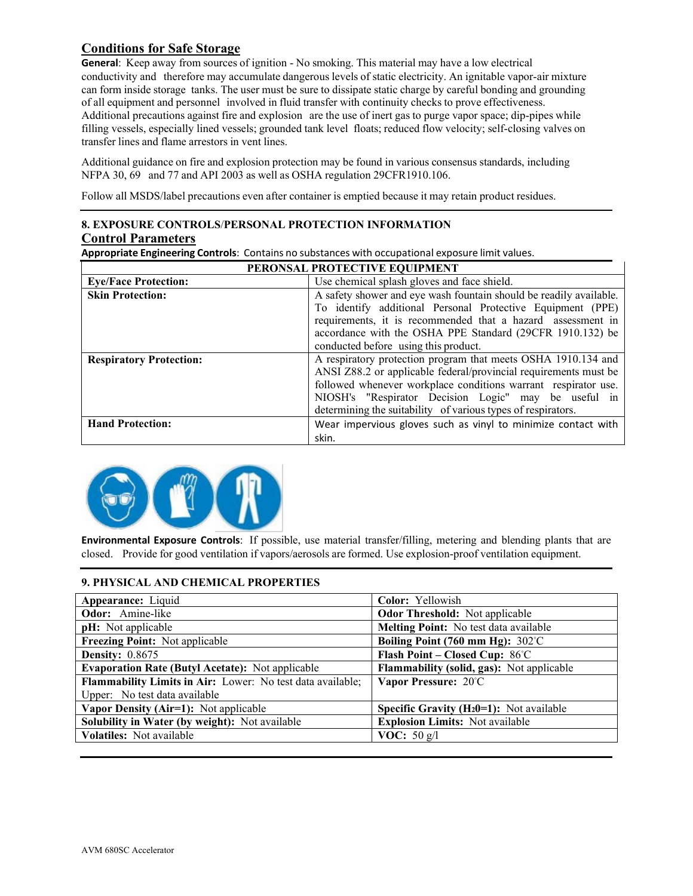## Conditions for Safe Storage

**General**: Keep away from sources of ignition - No smoking. This material may have a low electrical conductivity and therefore may accumulate dangerous levels of static electricity. An ignitable vapor-air mixture can form inside storage tanks. The user must be sure to dissipate static charge by careful bonding and grounding of all equipment and personnel involved in fluid transfer with continuity checks to prove effectiveness. Additional precautions against fire and explosion are the use of inert gas to purge vapor space; dip-pipes while filling vessels, especially lined vessels; grounded tank level floats; reduced flow velocity; self-closing valves on transfer lines and flame arrestors in vent lines.

Additional guidance on fire and explosion protection may be found in various consensus standards, including NFPA 30, 69 and 77 and API 2003 as well as OSHA regulation 29CFR1910.106.

Follow all MSDS/label precautions even after container is emptied because it may retain product residues.

---

### 8. EXPOSURE CONTROLS/PERSONAL PROTECTION INFORMATION

## Control Parameters

**Appropriate Engineering Controls**: Contains no substances with occupational exposure limit values.

| PERONSAL PROTECTIVE EQUIPMENT | |
|---|---|
| **Eye/Face Protection:** | Use chemical splash gloves and face shield. |
| **Skin Protection:** | A safety shower and eye wash fountain should be readily available. To identify additional Personal Protective Equipment (PPE) requirements, it is recommended that a hazard assessment in accordance with the OSHA PPE Standard (29CFR 1910.132) be conducted before using this product. |
| **Respiratory Protection:** | A respiratory protection program that meets OSHA 1910.134 and ANSI Z88.2 or applicable federal/provincial requirements must be followed whenever workplace conditions warrant respirator use. NIOSH's "Respirator Decision Logic" may be useful in determining the suitability of various types of respirators. |
| **Hand Protection:** | Wear impervious gloves such as vinyl to minimize contact with skin. |

**Environmental Exposure Controls**: If possible, use material transfer/filling, metering and blending plants that are closed. Provide for good ventilation if vapors/aerosols are formed. Use explosion-proof ventilation equipment.

---

### 9. PHYSICAL AND CHEMICAL PROPERTIES

| | |
|---|---|
| **Appearance:** Liquid | **Color:** Yellowish |
| **Odor:** Amine-like | **Odor Threshold:** Not applicable |
| **pH:** Not applicable | **Melting Point:** No test data available |
| **Freezing Point:** Not applicable | **Boiling Point (760 mm Hg):** 302°C |
| **Density:** 0.8675 | **Flash Point – Closed Cup:** 86°C |
| **Evaporation Rate (Butyl Acetate):** Not applicable | **Flammability (solid, gas):** Not applicable |
| **Flammability Limits in Air:** Lower: No test data available; Upper: No test data available | **Vapor Pressure:** 20°C |
| **Vapor Density (Air=1):** Not applicable | **Specific Gravity ($H_2O$=1):** Not available |
| **Solubility in Water (by weight):** Not available | **Explosion Limits:** Not available |
| **Volatiles:** Not available | **VOC:** 50 g/l |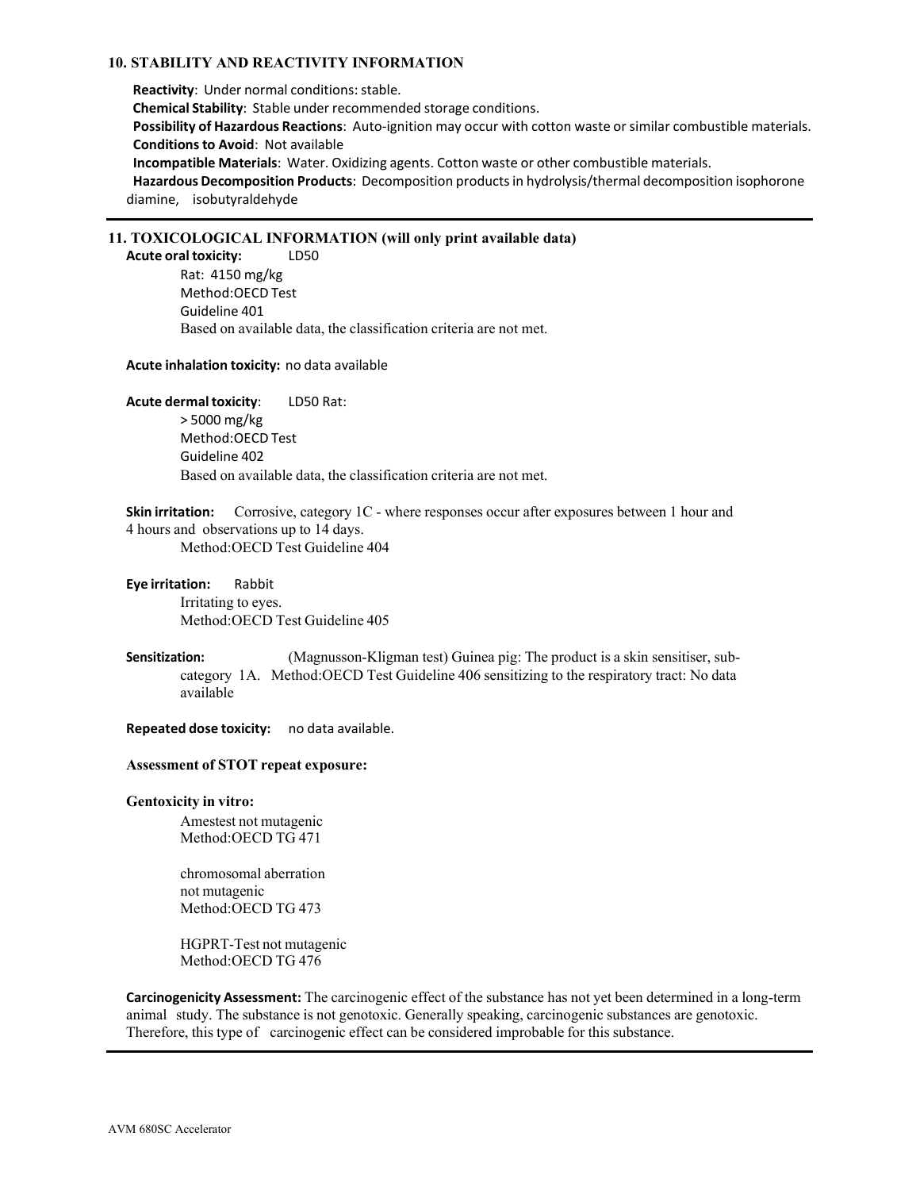## 10. STABILITY AND REACTIVITY INFORMATION

**Reactivity**: Under normal conditions: stable.
**Chemical Stability**: Stable under recommended storage conditions.
**Possibility of Hazardous Reactions**: Auto-ignition may occur with cotton waste or similar combustible materials.
**Conditions to Avoid**: Not available
**Incompatible Materials**: Water. Oxidizing agents. Cotton waste or other combustible materials.
**Hazardous Decomposition Products**: Decomposition products in hydrolysis/thermal decomposition isophorone diamine, isobutyraldehyde

## 11. TOXICOLOGICAL INFORMATION (will only print available data)

**Acute oral toxicity:** LD50
Rat: 4150 mg/kg
Method:OECD Test Guideline 401
Based on available data, the classification criteria are not met.

**Acute inhalation toxicity:** no data available

**Acute dermal toxicity**: LD50 Rat:
> 5000 mg/kg
Method:OECD Test Guideline 402
Based on available data, the classification criteria are not met.

**Skin irritation:** Corrosive, category 1C - where responses occur after exposures between 1 hour and 4 hours and observations up to 14 days.
Method:OECD Test Guideline 404

**Eye irritation:** Rabbit
Irritating to eyes.
Method:OECD Test Guideline 405

**Sensitization:** (Magnusson-Kligman test) Guinea pig: The product is a skin sensitiser, sub-category 1A. Method:OECD Test Guideline 406 sensitizing to the respiratory tract: No data available

**Repeated dose toxicity:** no data available.

**Assessment of STOT repeat exposure:**

**Gentoxicity in vitro:**

Amestest not mutagenic
Method:OECD TG 471

chromosomal aberration
not mutagenic
Method:OECD TG 473

HGPRT-Test not mutagenic
Method:OECD TG 476

**Carcinogenicity Assessment:** The carcinogenic effect of the substance has not yet been determined in a long-term animal study. The substance is not genotoxic. Generally speaking, carcinogenic substances are genotoxic. Therefore, this type of carcinogenic effect can be considered improbable for this substance.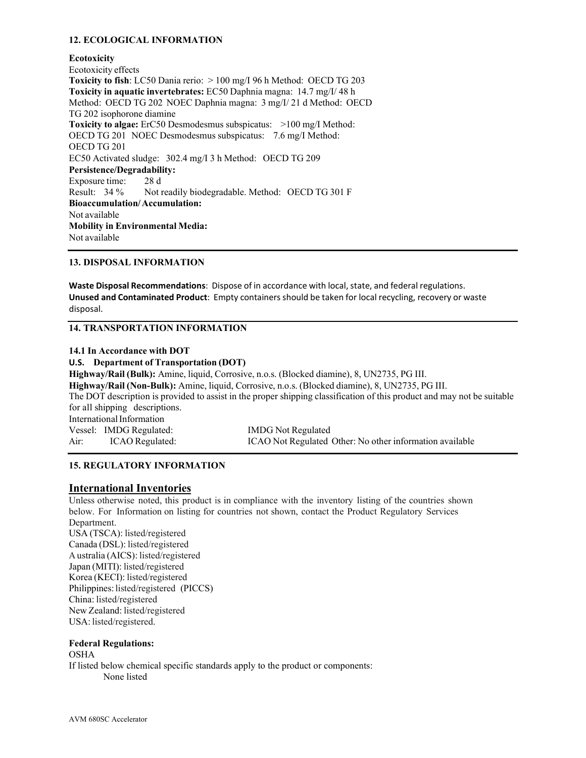### 12. ECOLOGICAL INFORMATION

**Ecotoxicity**
Ecotoxicity effects
**Toxicity to fish**: LC50 Dania rerio: > 100 mg/I 96 h Method: OECD TG 203
**Toxicity in aquatic invertebrates:** EC50 Daphnia magna: 14.7 mg/I/ 48 h Method: OECD TG 202 NOEC Daphnia magna: 3 mg/I/ 21 d Method: OECD TG 202 isophorone diamine
**Toxicity to algae:** ErC50 Desmodesmus subspicatus: >100 mg/I Method: OECD TG 201 NOEC Desmodesmus subspicatus: 7.6 mg/I Method: OECD TG 201
EC50 Activated sludge: 302.4 mg/I 3 h Method: OECD TG 209
**Persistence/Degradability:**
Exposure time: 28 d
Result: 34 % Not readily biodegradable. Method: OECD TG 301 F
**Bioaccumulation/ Accumulation:**
Not available
**Mobility in Environmental Media:**
Not available

### 13. DISPOSAL INFORMATION

**Waste Disposal Recommendations**: Dispose of in accordance with local, state, and federal regulations.
**Unused and Contaminated Product**: Empty containers should be taken for local recycling, recovery or waste disposal.

### 14. TRANSPORTATION INFORMATION

**14.1 In Accordance with DOT**
**U.S. Department of Transportation (DOT)**
**Highway/Rail (Bulk):** Amine, liquid, Corrosive, n.o.s. (Blocked diamine), 8, UN2735, PG III.
**Highway/Rail (Non-Bulk):** Amine, liquid, Corrosive, n.o.s. (Blocked diamine), 8, UN2735, PG III.
The DOT description is provided to assist in the proper shipping classification of this product and may not be suitable for all shipping descriptions.
International Information
Vessel: IMDG Regulated: IMDG Not Regulated
Air: ICAO Regulated: ICAO Not Regulated Other: No other information available

### 15. REGULATORY INFORMATION

## International Inventories

Unless otherwise noted, this product is in compliance with the inventory listing of the countries shown below. For Information on listing for countries not shown, contact the Product Regulatory Services Department.
USA (TSCA): listed/registered
Canada (DSL): listed/registered
Australia (AICS): listed/registered
Japan (MITI): listed/registered
Korea (KECI): listed/registered
Philippines: listed/registered (PICCS)
China: listed/registered
New Zealand: listed/registered
USA: listed/registered.

**Federal Regulations:**
OSHA
If listed below chemical specific standards apply to the product or components:
None listed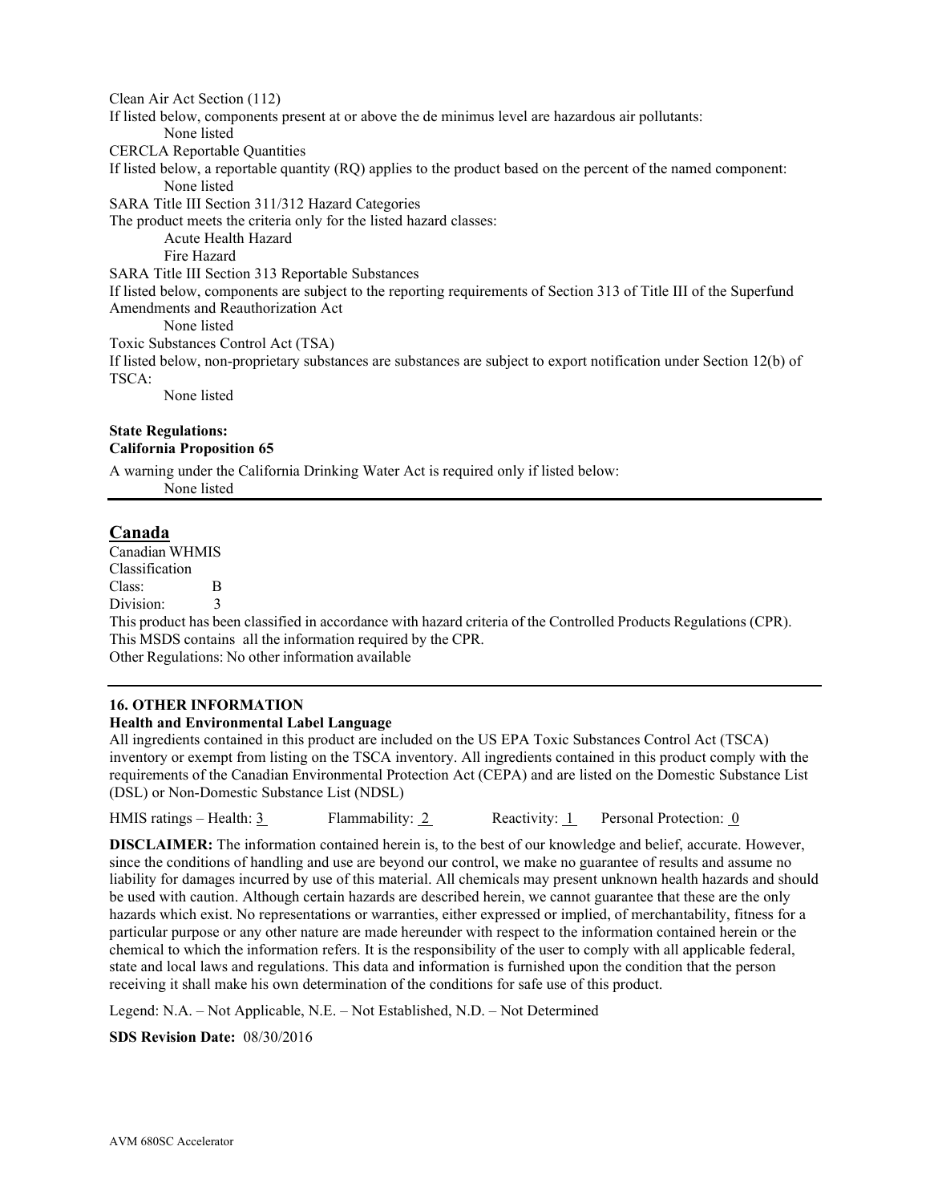Clean Air Act Section (112)

If listed below, components present at or above the de minimus level are hazardous air pollutants:

None listed

CERCLA Reportable Quantities

If listed below, a reportable quantity (RQ) applies to the product based on the percent of the named component:

None listed

SARA Title III Section 311/312 Hazard Categories

The product meets the criteria only for the listed hazard classes:

Acute Health Hazard

Fire Hazard

SARA Title III Section 313 Reportable Substances

If listed below, components are subject to the reporting requirements of Section 313 of Title III of the Superfund Amendments and Reauthorization Act

None listed

Toxic Substances Control Act (TSA)

If listed below, non-proprietary substances are substances are subject to export notification under Section 12(b) of TSCA:

None listed

**State Regulations:**
**California Proposition 65**

A warning under the California Drinking Water Act is required only if listed below:

None listed

## Canada

Canadian WHMIS
Classification
Class: B
Division: 3

This product has been classified in accordance with hazard criteria of the Controlled Products Regulations (CPR). This MSDS contains all the information required by the CPR.

Other Regulations: No other information available

### 16. OTHER INFORMATION

**Health and Environmental Label Language**

All ingredients contained in this product are included on the US EPA Toxic Substances Control Act (TSCA) inventory or exempt from listing on the TSCA inventory. All ingredients contained in this product comply with the requirements of the Canadian Environmental Protection Act (CEPA) and are listed on the Domestic Substance List (DSL) or Non-Domestic Substance List (NDSL)

HMIS ratings – Health: 3 Flammability: 2 Reactivity: 1 Personal Protection: 0

**DISCLAIMER:** The information contained herein is, to the best of our knowledge and belief, accurate. However, since the conditions of handling and use are beyond our control, we make no guarantee of results and assume no liability for damages incurred by use of this material. All chemicals may present unknown health hazards and should be used with caution. Although certain hazards are described herein, we cannot guarantee that these are the only hazards which exist. No representations or warranties, either expressed or implied, of merchantability, fitness for a particular purpose or any other nature are made hereunder with respect to the information contained herein or the chemical to which the information refers. It is the responsibility of the user to comply with all applicable federal, state and local laws and regulations. This data and information is furnished upon the condition that the person receiving it shall make his own determination of the conditions for safe use of this product.

Legend: N.A. – Not Applicable, N.E. – Not Established, N.D. – Not Determined

**SDS Revision Date:** 08/30/2016